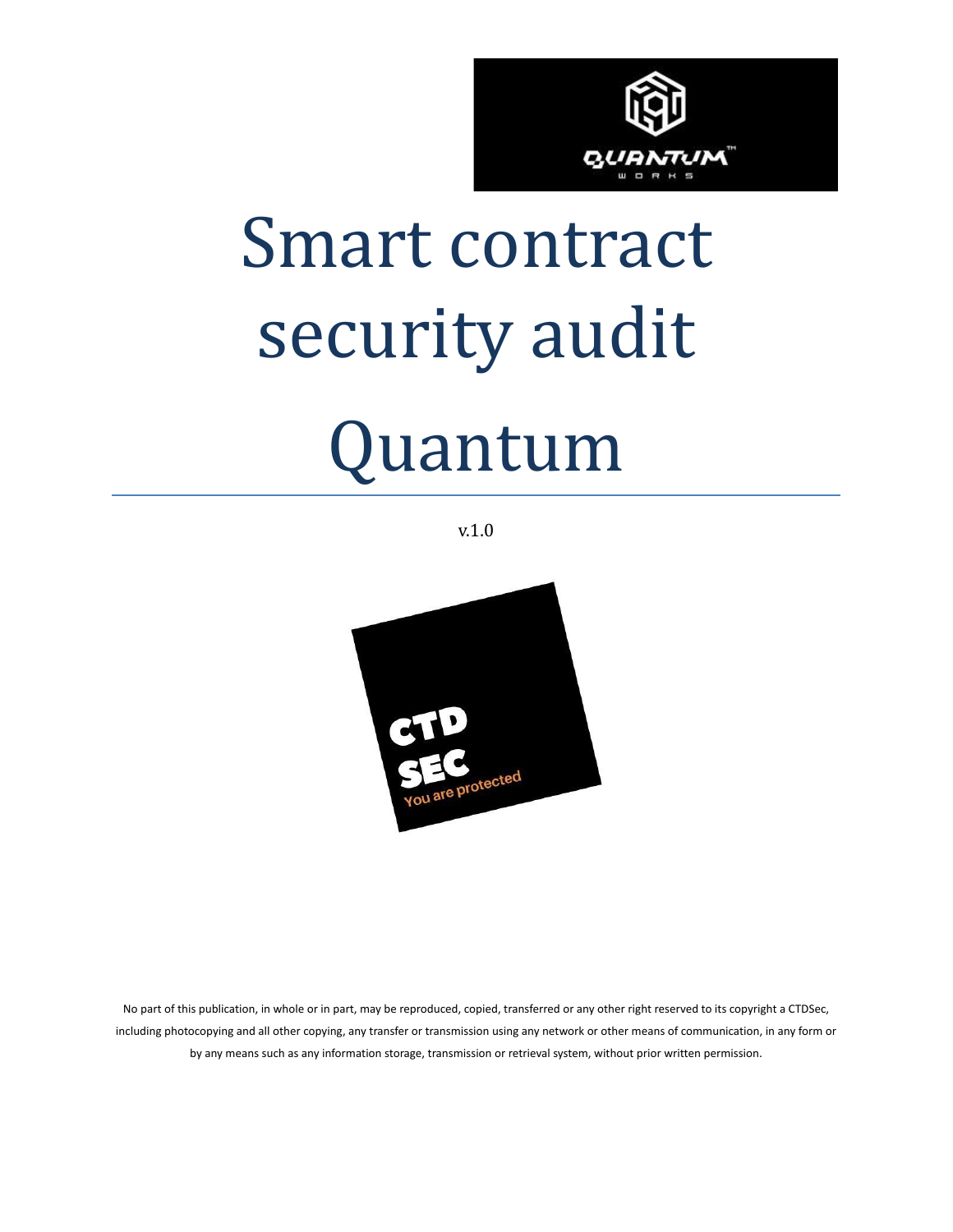# Smart contract security audit

# Quantum

v.1.0

No part of this publication, in whole or in part, may be reproduced, copied, transferred or any other right reserved to its copyright a CTDSec, including photocopying and all other copying, any transfer or transmission using any network or other means of communication, in any form or by any means such as any information storage, transmission or retrieval system, without prior written permission.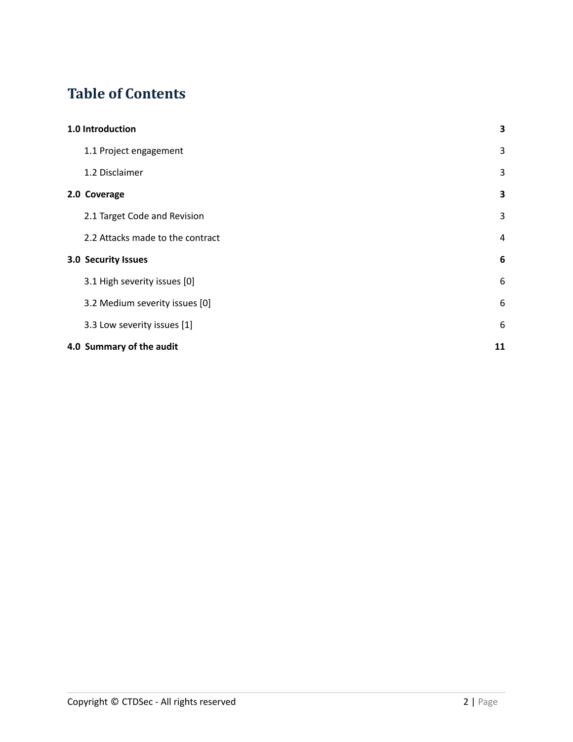# Table of Contents

| | |
|---|---|
| **1.0 Introduction** | **3** |
| 1.1 Project engagement | 3 |
| 1.2 Disclaimer | 3 |
| **2.0 Coverage** | **3** |
| 2.1 Target Code and Revision | 3 |
| 2.2 Attacks made to the contract | 4 |
| **3.0 Security Issues** | **6** |
| 3.1 High severity issues [0] | 6 |
| 3.2 Medium severity issues [0] | 6 |
| 3.3 Low severity issues [1] | 6 |
| **4.0 Summary of the audit** | **11** |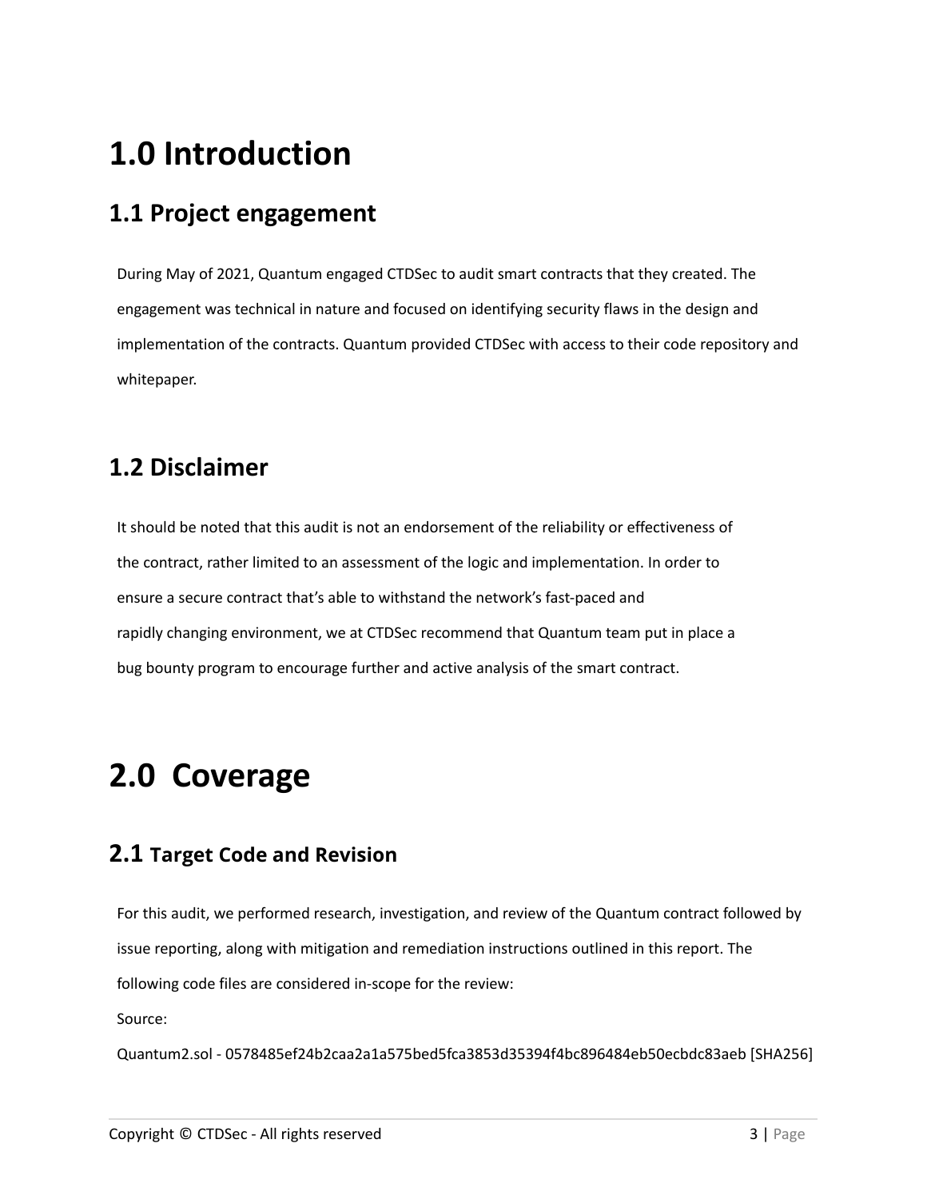# 1.0 Introduction

## 1.1 Project engagement

During May of 2021, Quantum engaged CTDSec to audit smart contracts that they created. The engagement was technical in nature and focused on identifying security flaws in the design and implementation of the contracts. Quantum provided CTDSec with access to their code repository and whitepaper.

## 1.2 Disclaimer

It should be noted that this audit is not an endorsement of the reliability or effectiveness of the contract, rather limited to an assessment of the logic and implementation. In order to ensure a secure contract that's able to withstand the network's fast-paced and rapidly changing environment, we at CTDSec recommend that Quantum team put in place a bug bounty program to encourage further and active analysis of the smart contract.

# 2.0 Coverage

## 2.1 Target Code and Revision

For this audit, we performed research, investigation, and review of the Quantum contract followed by issue reporting, along with mitigation and remediation instructions outlined in this report. The following code files are considered in-scope for the review:

Source:

Quantum2.sol - 0578485ef24b2caa2a1a575bed5fca3853d35394f4bc896484eb50ecbdc83aeb [SHA256]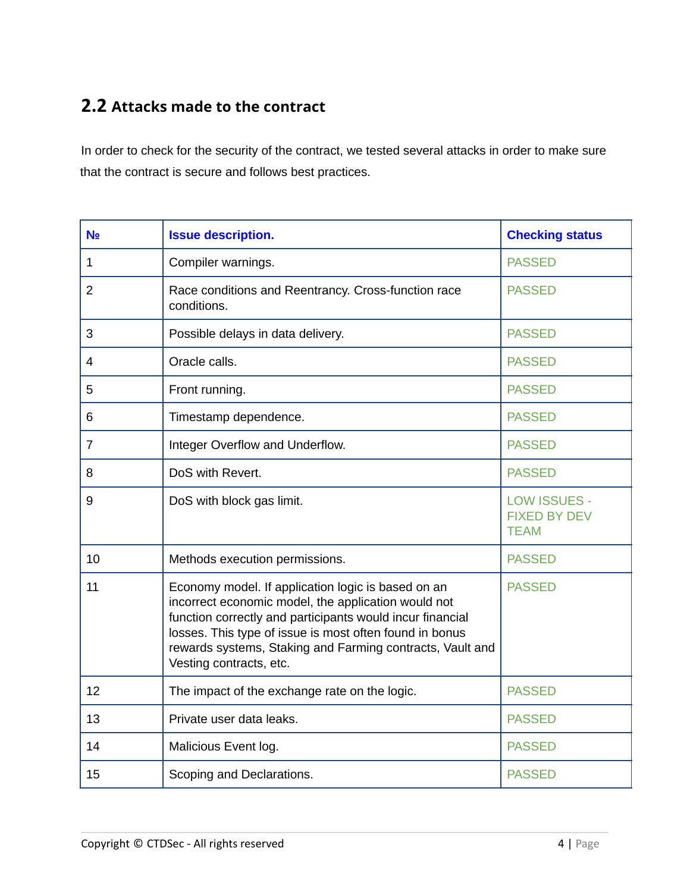## 2.2 Attacks made to the contract

In order to check for the security of the contract, we tested several attacks in order to make sure that the contract is secure and follows best practices.

| № | Issue description. | Checking status |
|---|---|---|
| 1 | Compiler warnings. | PASSED |
| 2 | Race conditions and Reentrancy. Cross-function race conditions. | PASSED |
| 3 | Possible delays in data delivery. | PASSED |
| 4 | Oracle calls. | PASSED |
| 5 | Front running. | PASSED |
| 6 | Timestamp dependence. | PASSED |
| 7 | Integer Overflow and Underflow. | PASSED |
| 8 | DoS with Revert. | PASSED |
| 9 | DoS with block gas limit. | LOW ISSUES - FIXED BY DEV TEAM |
| 10 | Methods execution permissions. | PASSED |
| 11 | Economy model. If application logic is based on an incorrect economic model, the application would not function correctly and participants would incur financial losses. This type of issue is most often found in bonus rewards systems, Staking and Farming contracts, Vault and Vesting contracts, etc. | PASSED |
| 12 | The impact of the exchange rate on the logic. | PASSED |
| 13 | Private user data leaks. | PASSED |
| 14 | Malicious Event log. | PASSED |
| 15 | Scoping and Declarations. | PASSED |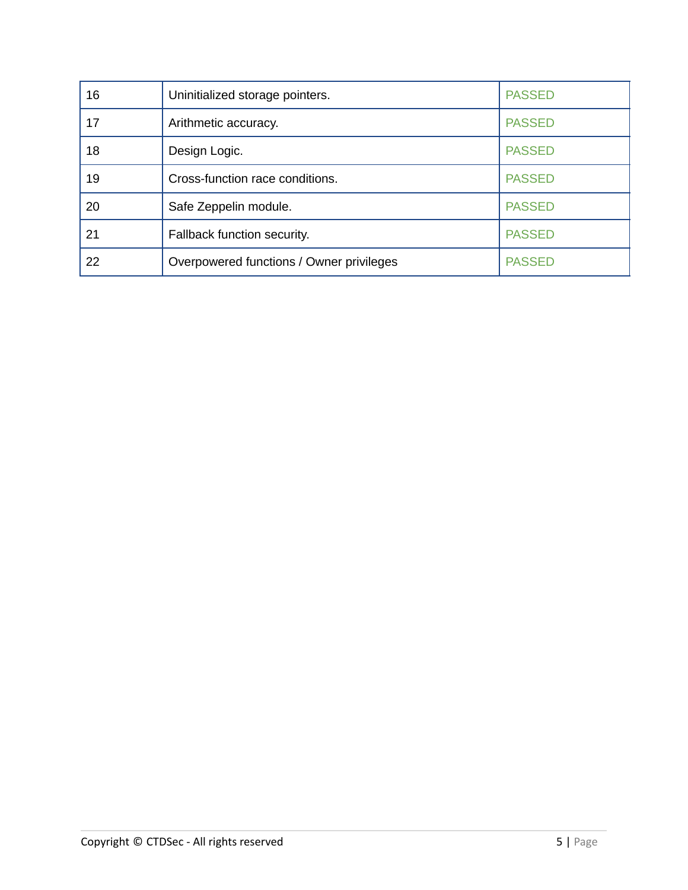| | | |
|---|---|---|
| 16 | Uninitialized storage pointers. | PASSED |
| 17 | Arithmetic accuracy. | PASSED |
| 18 | Design Logic. | PASSED |
| 19 | Cross-function race conditions. | PASSED |
| 20 | Safe Zeppelin module. | PASSED |
| 21 | Fallback function security. | PASSED |
| 22 | Overpowered functions / Owner privileges | PASSED |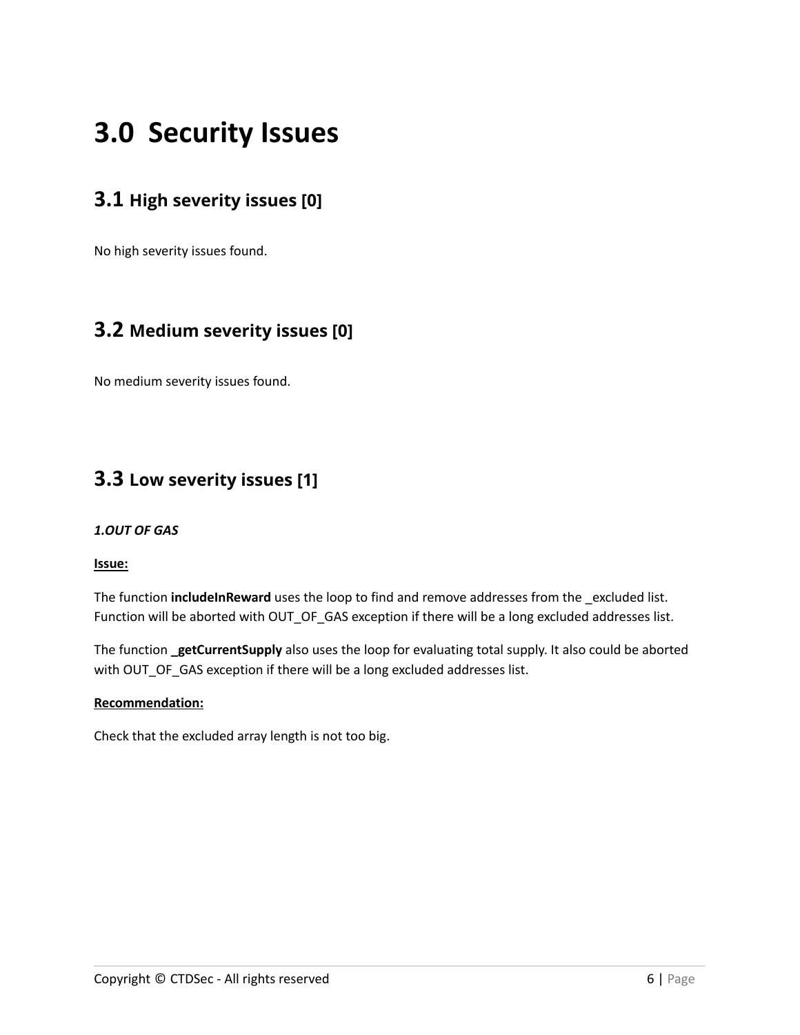# 3.0 Security Issues

## 3.1 High severity issues [0]

No high severity issues found.

## 3.2 Medium severity issues [0]

No medium severity issues found.

## 3.3 Low severity issues [1]

***1.OUT OF GAS***

**Issue:**

The function **includeInReward** uses the loop to find and remove addresses from the _excluded list. Function will be aborted with OUT_OF_GAS exception if there will be a long excluded addresses list.

The function **_getCurrentSupply** also uses the loop for evaluating total supply. It also could be aborted with OUT_OF_GAS exception if there will be a long excluded addresses list.

**Recommendation:**

Check that the excluded array length is not too big.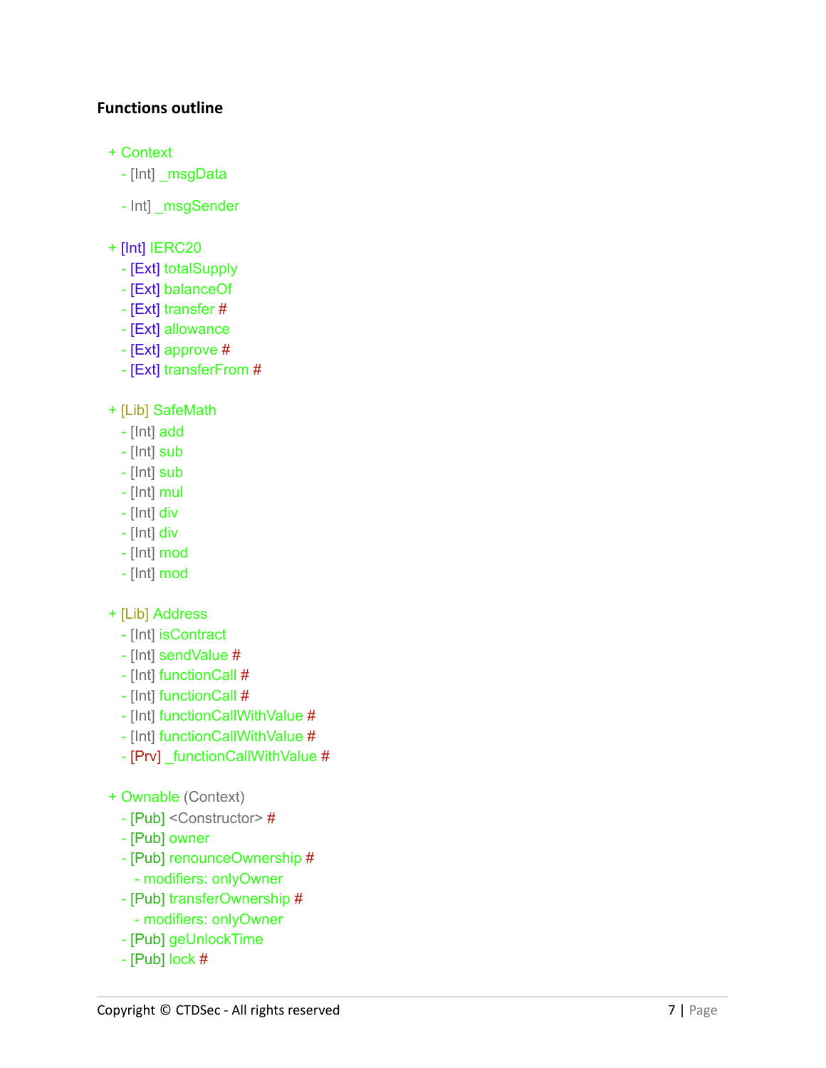**Functions outline**

```
+ Context
  - [Int] _msgData
  - Int] _msgSender

+ [Int] IERC20
  - [Ext] totalSupply
  - [Ext] balanceOf
  - [Ext] transfer #
  - [Ext] allowance
  - [Ext] approve #
  - [Ext] transferFrom #

+ [Lib] SafeMath
  - [Int] add
  - [Int] sub
  - [Int] sub
  - [Int] mul
  - [Int] div
  - [Int] div
  - [Int] mod
  - [Int] mod

+ [Lib] Address
  - [Int] isContract
  - [Int] sendValue #
  - [Int] functionCall #
  - [Int] functionCall #
  - [Int] functionCallWithValue #
  - [Int] functionCallWithValue #
  - [Prv] _functionCallWithValue #

+ Ownable (Context)
  - [Pub] <Constructor> #
  - [Pub] owner
  - [Pub] renounceOwnership #
    - modifiers: onlyOwner
  - [Pub] transferOwnership #
    - modifiers: onlyOwner
  - [Pub] geUnlockTime
  - [Pub] lock #
```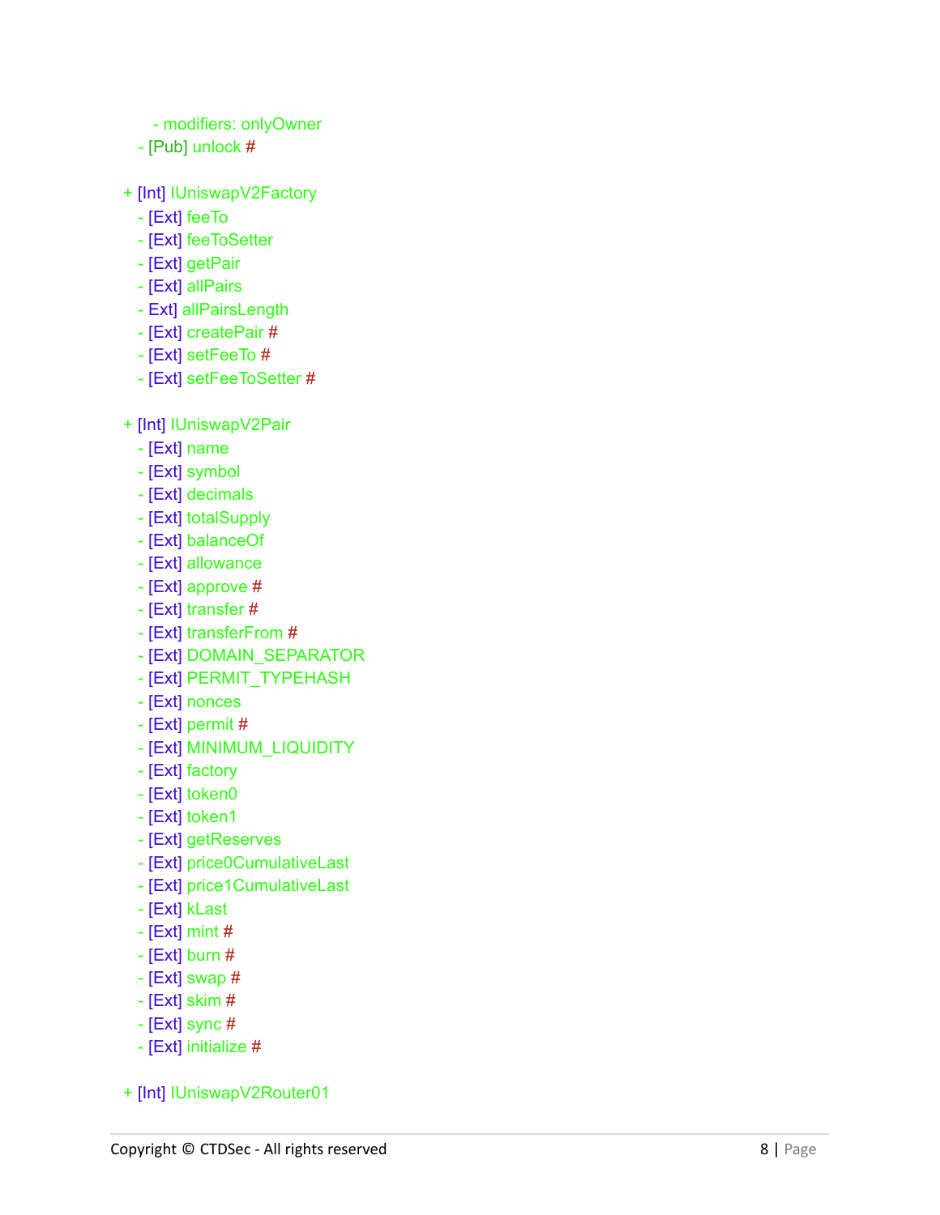```
    - modifiers: onlyOwner
  - [Pub] unlock #

+ [Int] IUniswapV2Factory
  - [Ext] feeTo
  - [Ext] feeToSetter
  - [Ext] getPair
  - [Ext] allPairs
  - Ext] allPairsLength
  - [Ext] createPair #
  - [Ext] setFeeTo #
  - [Ext] setFeeToSetter #

+ [Int] IUniswapV2Pair
  - [Ext] name
  - [Ext] symbol
  - [Ext] decimals
  - [Ext] totalSupply
  - [Ext] balanceOf
  - [Ext] allowance
  - [Ext] approve #
  - [Ext] transfer #
  - [Ext] transferFrom #
  - [Ext] DOMAIN_SEPARATOR
  - [Ext] PERMIT_TYPEHASH
  - [Ext] nonces
  - [Ext] permit #
  - [Ext] MINIMUM_LIQUIDITY
  - [Ext] factory
  - [Ext] token0
  - [Ext] token1
  - [Ext] getReserves
  - [Ext] price0CumulativeLast
  - [Ext] price1CumulativeLast
  - [Ext] kLast
  - [Ext] mint #
  - [Ext] burn #
  - [Ext] swap #
  - [Ext] skim #
  - [Ext] sync #
  - [Ext] initialize #

+ [Int] IUniswapV2Router01
```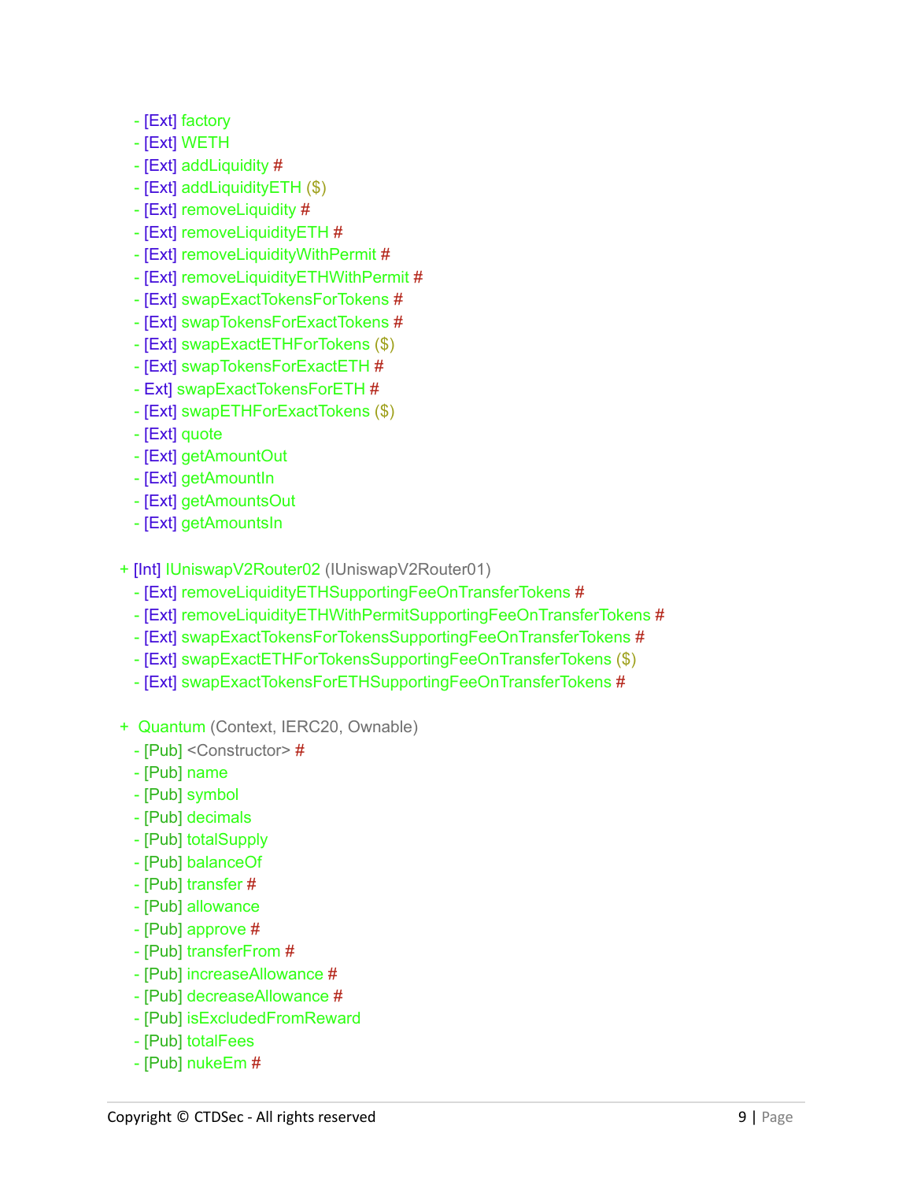- [Ext] factory
  - [Ext] WETH
  - [Ext] addLiquidity #
  - [Ext] addLiquidityETH ($)
  - [Ext] removeLiquidity #
  - [Ext] removeLiquidityETH #
  - [Ext] removeLiquidityWithPermit #
  - [Ext] removeLiquidityETHWithPermit #
  - [Ext] swapExactTokensForTokens #
  - [Ext] swapTokensForExactTokens #
  - [Ext] swapExactETHForTokens ($)
  - [Ext] swapTokensForExactETH #
  - Ext] swapExactTokensForETH #
  - [Ext] swapETHForExactTokens ($)
  - [Ext] quote
  - [Ext] getAmountOut
  - [Ext] getAmountIn
  - [Ext] getAmountsOut
  - [Ext] getAmountsIn

+ [Int] IUniswapV2Router02 (IUniswapV2Router01)
  - [Ext] removeLiquidityETHSupportingFeeOnTransferTokens #
  - [Ext] removeLiquidityETHWithPermitSupportingFeeOnTransferTokens #
  - [Ext] swapExactTokensForTokensSupportingFeeOnTransferTokens #
  - [Ext] swapExactETHForTokensSupportingFeeOnTransferTokens ($)
  - [Ext] swapExactTokensForETHSupportingFeeOnTransferTokens #

+  Quantum (Context, IERC20, Ownable)
  - [Pub] <Constructor> #
  - [Pub] name
  - [Pub] symbol
  - [Pub] decimals
  - [Pub] totalSupply
  - [Pub] balanceOf
  - [Pub] transfer #
  - [Pub] allowance
  - [Pub] approve #
  - [Pub] transferFrom #
  - [Pub] increaseAllowance #
  - [Pub] decreaseAllowance #
  - [Pub] isExcludedFromReward
  - [Pub] totalFees
  - [Pub] nukeEm #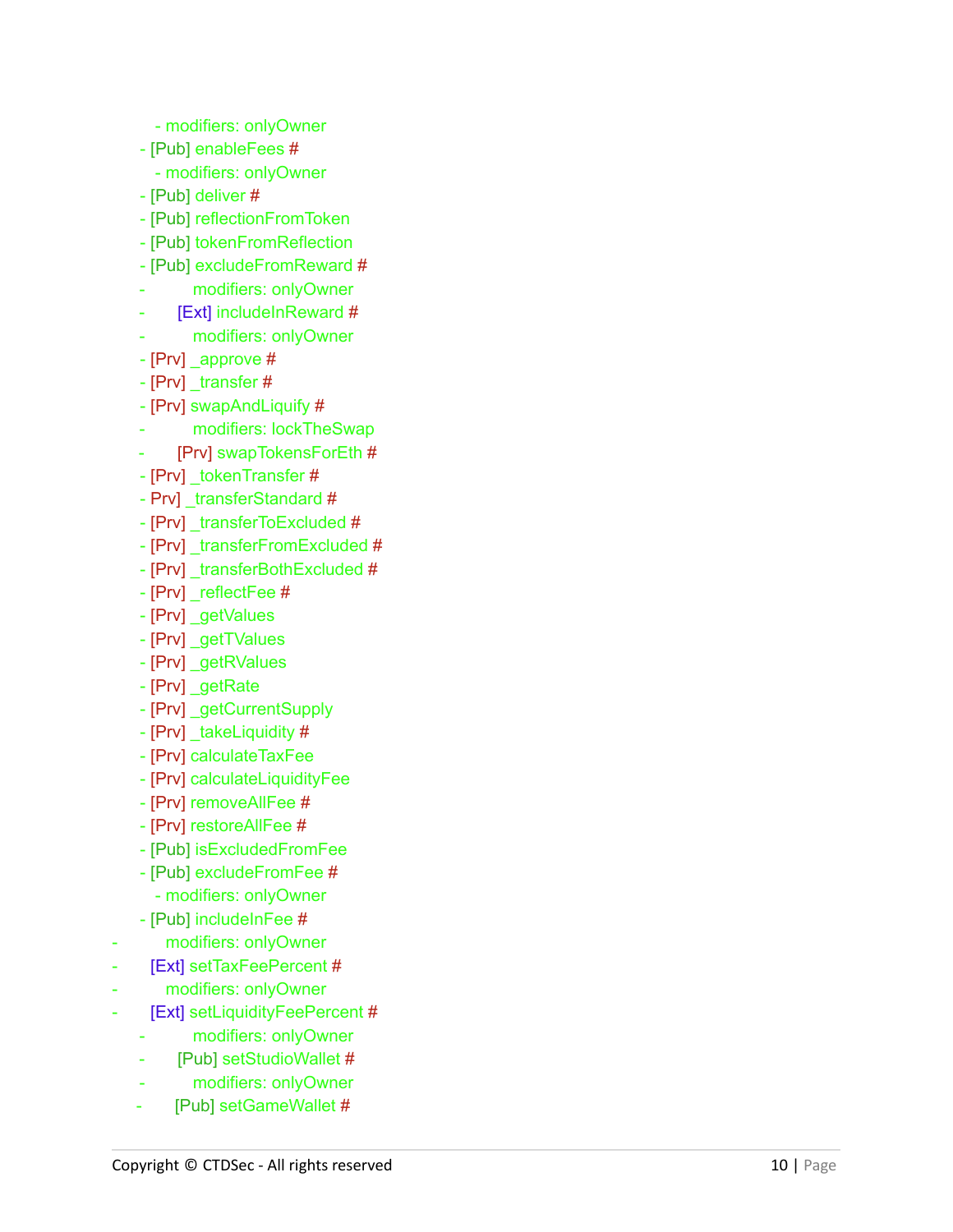- modifiers: onlyOwner
- [Pub] enableFees #
  - modifiers: onlyOwner
- [Pub] deliver #
- [Pub] reflectionFromToken
- [Pub] tokenFromReflection
- [Pub] excludeFromReward #
- modifiers: onlyOwner
- [Ext] includeInReward #
- modifiers: onlyOwner
- [Prv] _approve #
- [Prv] _transfer #
- [Prv] swapAndLiquify #
- modifiers: lockTheSwap
- [Prv] swapTokensForEth #
- [Prv] _tokenTransfer #
- Prv] _transferStandard #
- [Prv] _transferToExcluded #
- [Prv] _transferFromExcluded #
- [Prv] _transferBothExcluded #
- [Prv] _reflectFee #
- [Prv] _getValues
- [Prv] _getTValues
- [Prv] _getRValues
- [Prv] _getRate
- [Prv] _getCurrentSupply
- [Prv] _takeLiquidity #
- [Prv] calculateTaxFee
- [Prv] calculateLiquidityFee
- [Prv] removeAllFee #
- [Prv] restoreAllFee #
- [Pub] isExcludedFromFee
- [Pub] excludeFromFee #
  - modifiers: onlyOwner
- [Pub] includeInFee #
- modifiers: onlyOwner
- [Ext] setTaxFeePercent #
- modifiers: onlyOwner
- [Ext] setLiquidityFeePercent #
- modifiers: onlyOwner
- [Pub] setStudioWallet #
- modifiers: onlyOwner
- [Pub] setGameWallet #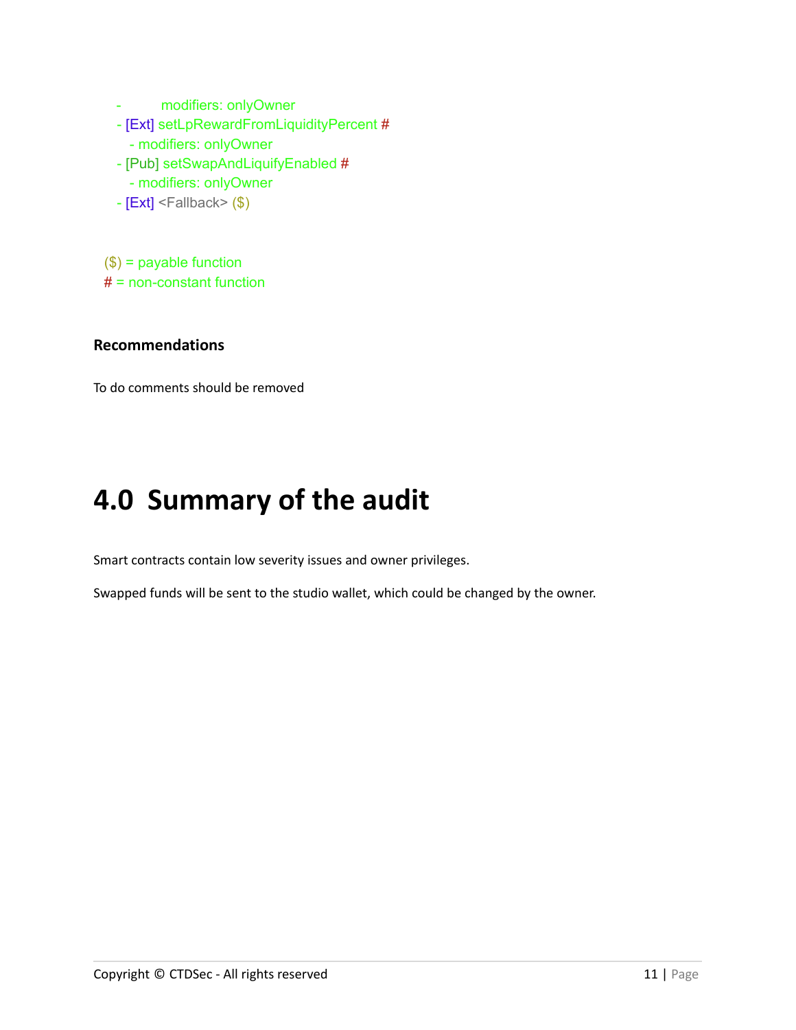```
  -        modifiers: onlyOwner
  - [Ext] setLpRewardFromLiquidityPercent #
     - modifiers: onlyOwner
  - [Pub] setSwapAndLiquifyEnabled #
     - modifiers: onlyOwner
  - [Ext] <Fallback> ($)


 ($) = payable function
 # = non-constant function
```

**Recommendations**

To do comments should be removed

# 4.0 Summary of the audit

Smart contracts contain low severity issues and owner privileges.

Swapped funds will be sent to the studio wallet, which could be changed by the owner.